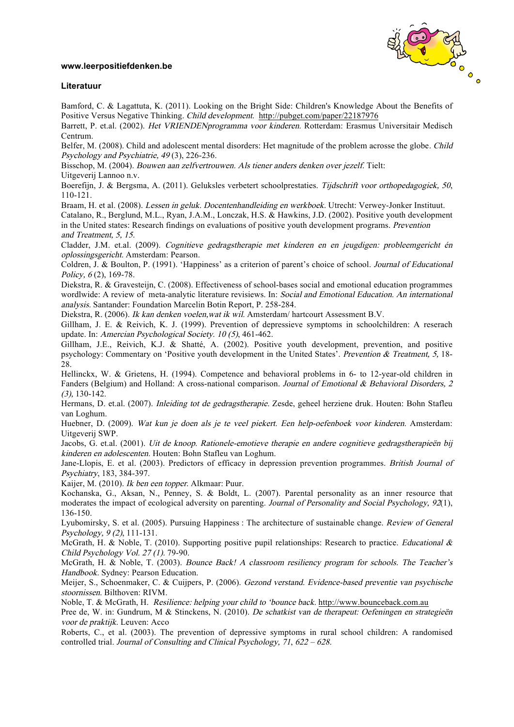**www.leerpositiefdenken.be**

**Literatuur**

Bamford, C. & Lagattuta, K. (2011). Looking on the Bright Side: Children's Knowledge About the Benefits of Positive Versus Negative Thinking. *Child development*. http://pubget.com/paper/22187976

Barrett, P. et.al. (2002). *Het VRIENDENprogramma voor kinderen.* Rotterdam: Erasmus Universitair Medisch Centrum.

Belfer, M. (2008). Child and adolescent mental disorders: Het magnitude of the problem acrosse the globe. *Child Psychology and Psychiatrie, 49* (3), 226-236.

Bisschop, M. (2004). *Bouwen aan zelfvertrouwen. Als tiener anders denken over jezelf.* Tielt: Uitgeverij Lannoo n.v.

Boerefijn, J. & Bergsma, A. (2011). Geluksles verbetert schoolprestaties. *Tijdschrift voor orthopedagogiek, 50*, 110-121.

Braam, H. et al. (2008). *Lessen in geluk. Docentenhandleiding en werkboek.* Utrecht: Verwey-Jonker Instituut.

Catalano, R., Berglund, M.L., Ryan, J.A.M., Lonczak, H.S. & Hawkins, J.D. (2002). Positive youth development in the United states: Research findings on evaluations of positive youth development programs. *Prevention and Treatment, 5, 15.*

Cladder, J.M. et.al. (2009). *Cognitieve gedragstherapie met kinderen en en jeugdigen: probleemgericht én oplossingsgericht.* Amsterdam: Pearson.

Coldren, J. & Boulton, P. (1991). 'Happiness' as a criterion of parent's choice of school. *Journal of Educational Policy, 6* (2), 169-78.

Diekstra, R. & Gravesteijn, C. (2008). Effectiveness of school-bases social and emotional education programmes wordlwide: A review of meta-analytic literature revisiews. In: *Social and Emotional Education. An international analysis.* Santander: Foundation Marcelin Botin Report, P. 258-284.

Diekstra, R. (2006). *Ik kan denken voelen,wat ik wil.* Amsterdam/ hartcourt Assessment B.V.

Gillham, J. E. & Reivich, K. J. (1999). Prevention of depressieve symptoms in schoolchildren: A reserach update. In: *Amercian Psychological Society. 10 (5)*, 461-462.

Gillham, J.E., Reivich, K.J. & Shatté, A. (2002). Positive youth development, prevention, and positive psychology: Commentary on 'Positive youth development in the United States'. *Prevention & Treatment, 5,* 18-28.

Hellinckx, W. & Grietens, H. (1994). Competence and behavioral problems in 6- to 12-year-old children in Fanders (Belgium) and Holland: A cross-national comparison. *Journal of Emotional & Behavioral Disorders, 2 (3),* 130-142.

Hermans, D. et.al. (2007). *Inleiding tot de gedragstherapie.* Zesde, geheel herziene druk. Houten: Bohn Stafleu van Loghum.

Huebner, D. (2009). *Wat kun je doen als je te veel piekert. Een help-oefenboek voor kinderen.* Amsterdam: Uitgeverij SWP.

Jacobs, G. et.al. (2001). *Uit de knoop. Rationele-emotieve therapie en andere cognitieve gedragstherapieën bij kinderen en adolescenten.* Houten: Bohn Stafleu van Loghum.

Jane-Llopis, E. et al. (2003). Predictors of efficacy in depression prevention programmes. *British Journal of Psychiatry*, 183, 384-397.

Kaijer, M. (2010). *Ik ben een topper.* Alkmaar: Puur.

Kochanska, G., Aksan, N., Penney, S. & Boldt, L. (2007). Parental personality as an inner resource that moderates the impact of ecological adversity on parenting. *Journal of Personality and Social Psychology, 92*(1), 136-150.

Lyubomirsky, S. et al. (2005). Pursuing Happiness : The architecture of sustainable change. *Review of General Psychology, 9 (2)*, 111-131.

McGrath, H. & Noble, T. (2010). Supporting positive pupil relationships: Research to practice. *Educational & Child Psychology Vol. 27 (1).* 79-90.

McGrath, H. & Noble, T. (2003). *Bounce Back! A classroom resiliency program for schools. The Teacher's Handbook.* Sydney: Pearson Education.

Meijer, S., Schoenmaker, C. & Cuijpers, P. (2006). *Gezond verstand. Evidence-based preventie van psychische stoornissen.* Bilthoven: RIVM.

Noble, T. & McGrath, H. *Resilience: helping your child to 'bounce back.* http://www.bounceback.com.au

Pree de, W. in: Gundrum, M & Stinckens, N. (2010). *De schatkist van de therapeut: Oefeningen en strategieën voor de praktijk.* Leuven: Acco

Roberts, C., et al. (2003). The prevention of depressive symptoms in rural school children: A randomised controlled trial. *Journal of Consulting and Clinical Psychology, 71, 622 – 628.*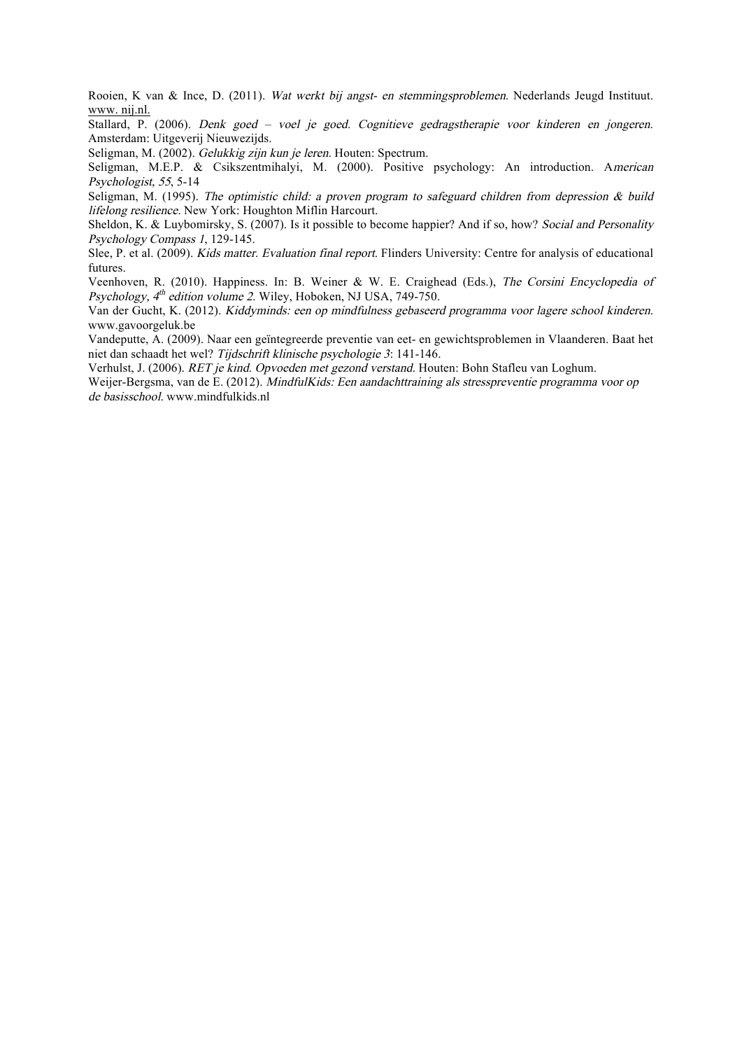Rooien, K van & Ince, D. (2011). *Wat werkt bij angst- en stemmingsproblemen*. Nederlands Jeugd Instituut. www. nij.nl.

Stallard, P. (2006). *Denk goed – voel je goed. Cognitieve gedragstherapie voor kinderen en jongeren.* Amsterdam: Uitgeverij Nieuwezijds.

Seligman, M. (2002). *Gelukkig zijn kun je leren.* Houten: Spectrum.

Seligman, M.E.P. & Csikszentmihalyi, M. (2000). Positive psychology: An introduction. A*merican Psychologist, 55*, 5-14

Seligman, M. (1995). *The optimistic child: a proven program to safeguard children from depression & build lifelong resilience.* New York: Houghton Miflin Harcourt.

Sheldon, K. & Luybomirsky, S. (2007). Is it possible to become happier? And if so, how? *Social and Personality Psychology Compass 1*, 129-145.

Slee, P. et al. (2009). *Kids matter. Evaluation final report.* Flinders University: Centre for analysis of educational futures.

Veenhoven, R. (2010). Happiness. In: B. Weiner & W. E. Craighead (Eds.), *The Corsini Encyclopedia of Psychology, 4th edition volume 2.* Wiley, Hoboken, NJ USA, 749-750.

Van der Gucht, K. (2012). *Kiddyminds: een op mindfulness gebaseerd programma voor lagere school kinderen.* www.gavoorgeluk.be

Vandeputte, A. (2009). Naar een geïntegreerde preventie van eet- en gewichtsproblemen in Vlaanderen. Baat het niet dan schaadt het wel? *Tijdschrift klinische psychologie 3*: 141-146.

Verhulst, J. (2006). *RET je kind. Opvoeden met gezond verstand.* Houten: Bohn Stafleu van Loghum.

Weijer-Bergsma, van de E. (2012). *MindfulKids: Een aandachttraining als stresspreventie programma voor op de basisschool.* www.mindfulkids.nl